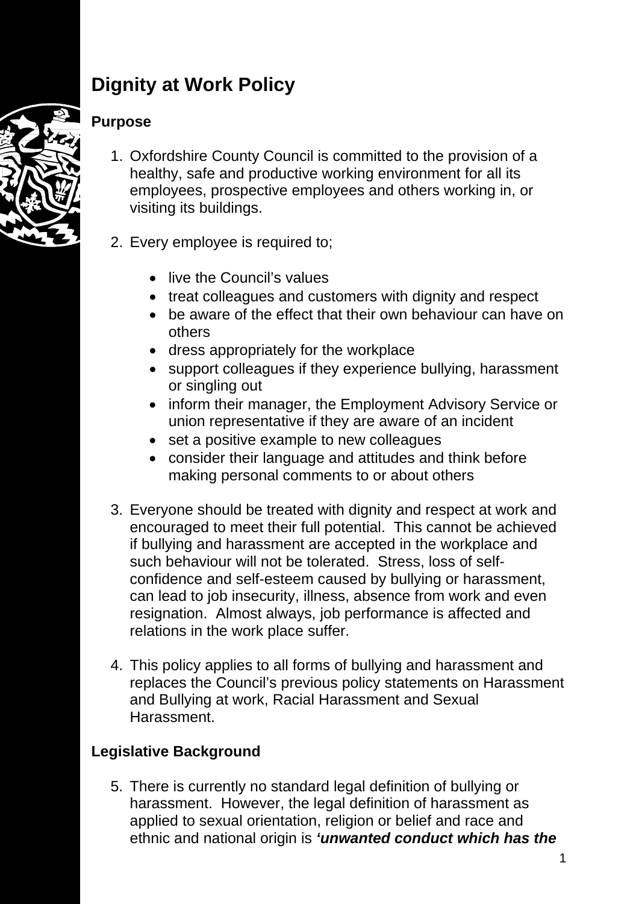# Dignity at Work Policy

## Purpose

1. Oxfordshire County Council is committed to the provision of a healthy, safe and productive working environment for all its employees, prospective employees and others working in, or visiting its buildings.

2. Every employee is required to;

    - live the Council's values
    - treat colleagues and customers with dignity and respect
    - be aware of the effect that their own behaviour can have on others
    - dress appropriately for the workplace
    - support colleagues if they experience bullying, harassment or singling out
    - inform their manager, the Employment Advisory Service or union representative if they are aware of an incident
    - set a positive example to new colleagues
    - consider their language and attitudes and think before making personal comments to or about others

3. Everyone should be treated with dignity and respect at work and encouraged to meet their full potential. This cannot be achieved if bullying and harassment are accepted in the workplace and such behaviour will not be tolerated. Stress, loss of self-confidence and self-esteem caused by bullying or harassment, can lead to job insecurity, illness, absence from work and even resignation. Almost always, job performance is affected and relations in the work place suffer.

4. This policy applies to all forms of bullying and harassment and replaces the Council's previous policy statements on Harassment and Bullying at work, Racial Harassment and Sexual Harassment.

## Legislative Background

5. There is currently no standard legal definition of bullying or harassment. However, the legal definition of harassment as applied to sexual orientation, religion or belief and race and ethnic and national origin is ***'unwanted conduct which has the***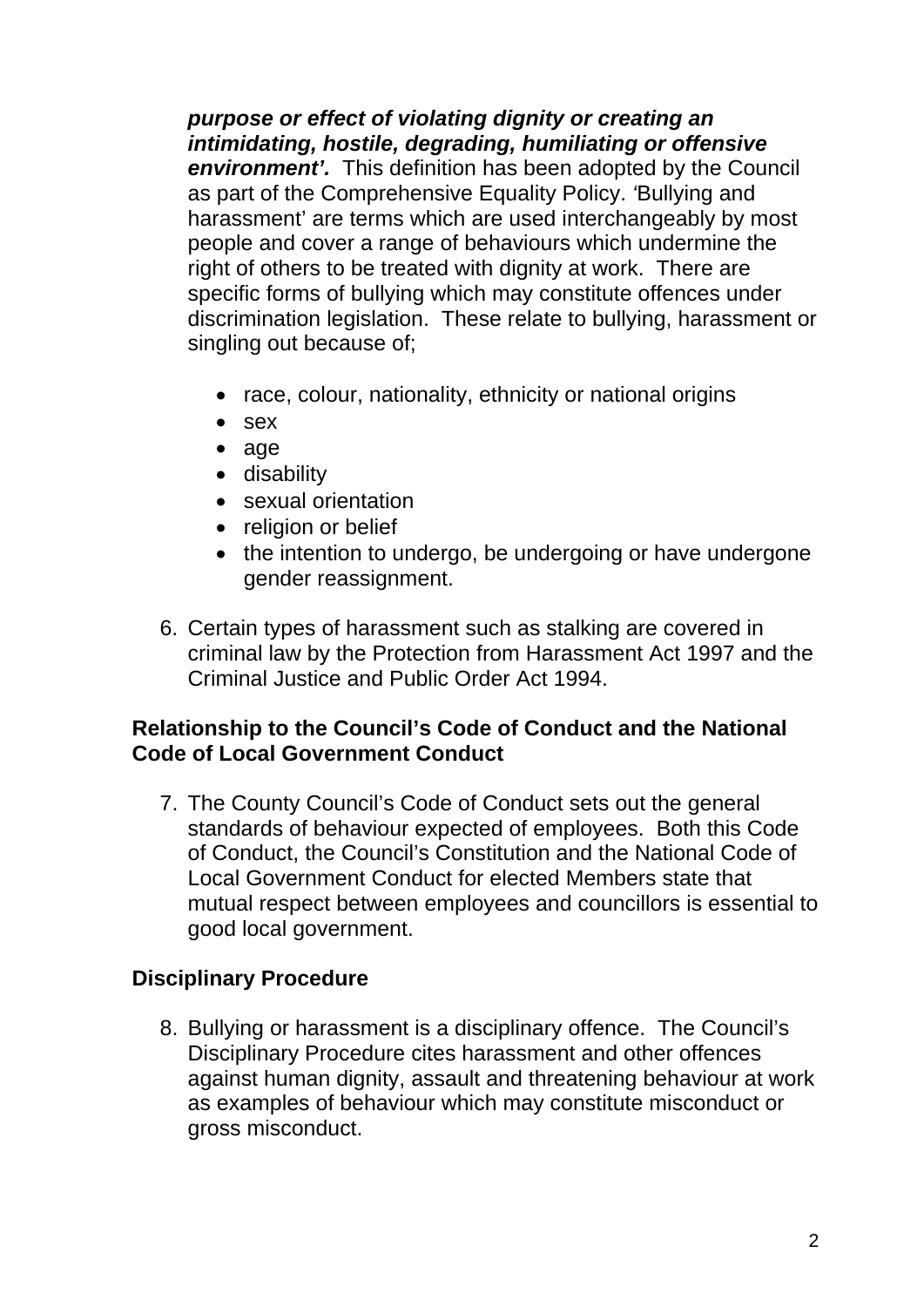***purpose or effect of violating dignity or creating an intimidating, hostile, degrading, humiliating or offensive environment'.*** This definition has been adopted by the Council as part of the Comprehensive Equality Policy. 'Bullying and harassment' are terms which are used interchangeably by most people and cover a range of behaviours which undermine the right of others to be treated with dignity at work. There are specific forms of bullying which may constitute offences under discrimination legislation. These relate to bullying, harassment or singling out because of;

- race, colour, nationality, ethnicity or national origins
- sex
- age
- disability
- sexual orientation
- religion or belief
- the intention to undergo, be undergoing or have undergone gender reassignment.

6. Certain types of harassment such as stalking are covered in criminal law by the Protection from Harassment Act 1997 and the Criminal Justice and Public Order Act 1994.

## Relationship to the Council's Code of Conduct and the National Code of Local Government Conduct

7. The County Council's Code of Conduct sets out the general standards of behaviour expected of employees. Both this Code of Conduct, the Council's Constitution and the National Code of Local Government Conduct for elected Members state that mutual respect between employees and councillors is essential to good local government.

## Disciplinary Procedure

8. Bullying or harassment is a disciplinary offence. The Council's Disciplinary Procedure cites harassment and other offences against human dignity, assault and threatening behaviour at work as examples of behaviour which may constitute misconduct or gross misconduct.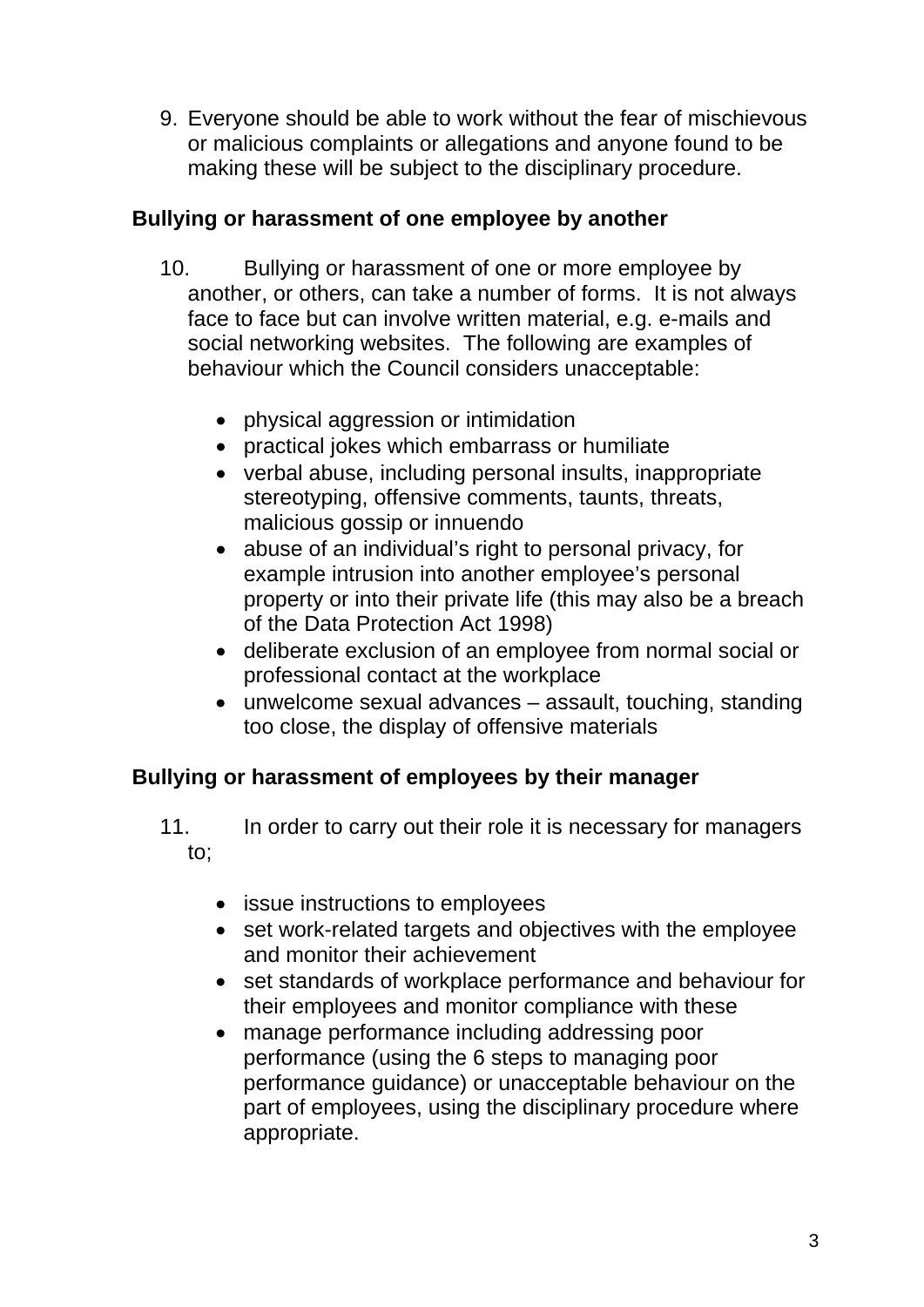9. Everyone should be able to work without the fear of mischievous or malicious complaints or allegations and anyone found to be making these will be subject to the disciplinary procedure.

**Bullying or harassment of one employee by another**

10. Bullying or harassment of one or more employee by another, or others, can take a number of forms. It is not always face to face but can involve written material, e.g. e-mails and social networking websites. The following are examples of behaviour which the Council considers unacceptable:

    - physical aggression or intimidation
    - practical jokes which embarrass or humiliate
    - verbal abuse, including personal insults, inappropriate stereotyping, offensive comments, taunts, threats, malicious gossip or innuendo
    - abuse of an individual's right to personal privacy, for example intrusion into another employee's personal property or into their private life (this may also be a breach of the Data Protection Act 1998)
    - deliberate exclusion of an employee from normal social or professional contact at the workplace
    - unwelcome sexual advances – assault, touching, standing too close, the display of offensive materials

**Bullying or harassment of employees by their manager**

11. In order to carry out their role it is necessary for managers to;

    - issue instructions to employees
    - set work-related targets and objectives with the employee and monitor their achievement
    - set standards of workplace performance and behaviour for their employees and monitor compliance with these
    - manage performance including addressing poor performance (using the 6 steps to managing poor performance guidance) or unacceptable behaviour on the part of employees, using the disciplinary procedure where appropriate.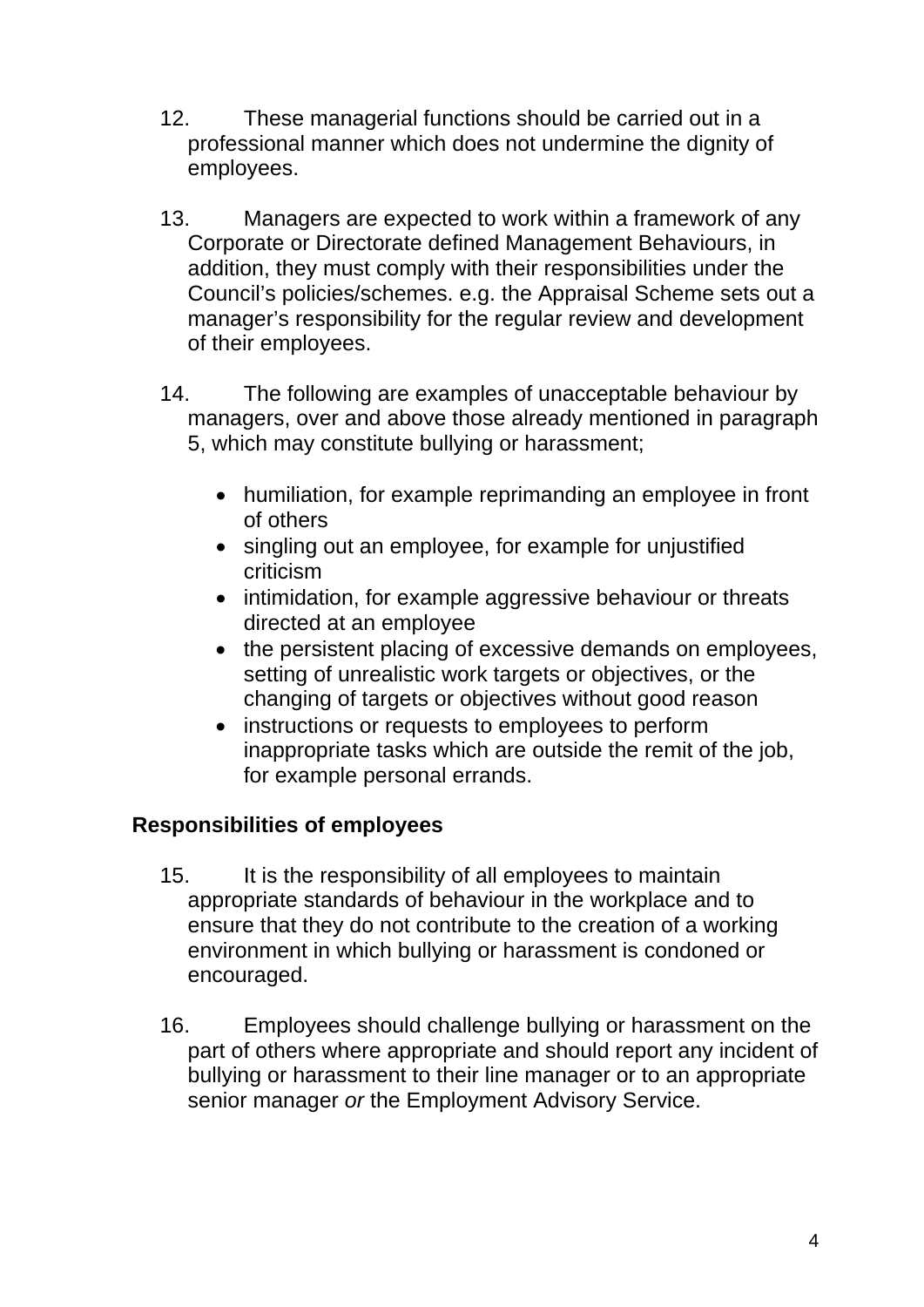12. These managerial functions should be carried out in a professional manner which does not undermine the dignity of employees.

13. Managers are expected to work within a framework of any Corporate or Directorate defined Management Behaviours, in addition, they must comply with their responsibilities under the Council's policies/schemes. e.g. the Appraisal Scheme sets out a manager's responsibility for the regular review and development of their employees.

14. The following are examples of unacceptable behaviour by managers, over and above those already mentioned in paragraph 5, which may constitute bullying or harassment;

   - humiliation, for example reprimanding an employee in front of others
   - singling out an employee, for example for unjustified criticism
   - intimidation, for example aggressive behaviour or threats directed at an employee
   - the persistent placing of excessive demands on employees, setting of unrealistic work targets or objectives, or the changing of targets or objectives without good reason
   - instructions or requests to employees to perform inappropriate tasks which are outside the remit of the job, for example personal errands.

**Responsibilities of employees**

15. It is the responsibility of all employees to maintain appropriate standards of behaviour in the workplace and to ensure that they do not contribute to the creation of a working environment in which bullying or harassment is condoned or encouraged.

16. Employees should challenge bullying or harassment on the part of others where appropriate and should report any incident of bullying or harassment to their line manager or to an appropriate senior manager *or* the Employment Advisory Service.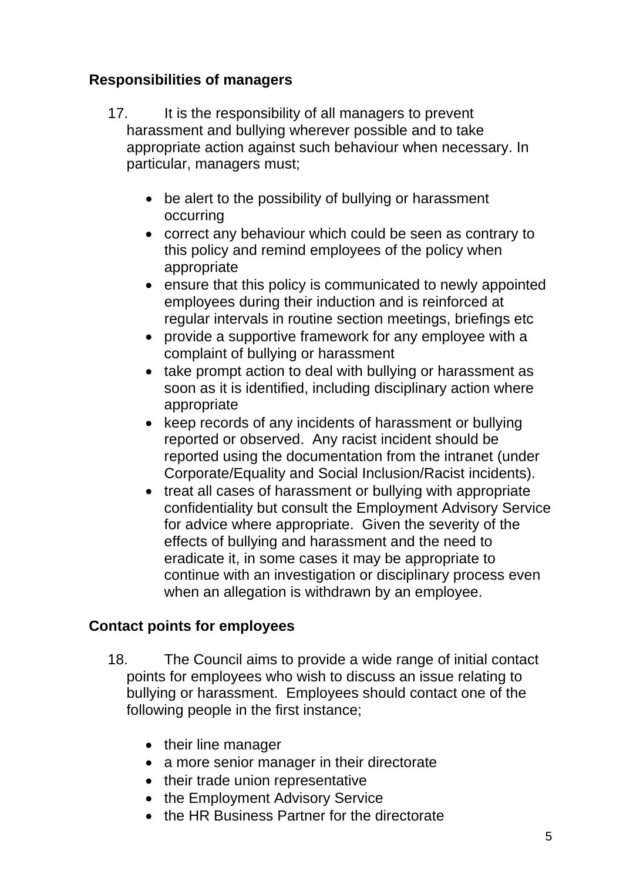## Responsibilities of managers

17. It is the responsibility of all managers to prevent harassment and bullying wherever possible and to take appropriate action against such behaviour when necessary. In particular, managers must;

- be alert to the possibility of bullying or harassment occurring
- correct any behaviour which could be seen as contrary to this policy and remind employees of the policy when appropriate
- ensure that this policy is communicated to newly appointed employees during their induction and is reinforced at regular intervals in routine section meetings, briefings etc
- provide a supportive framework for any employee with a complaint of bullying or harassment
- take prompt action to deal with bullying or harassment as soon as it is identified, including disciplinary action where appropriate
- keep records of any incidents of harassment or bullying reported or observed. Any racist incident should be reported using the documentation from the intranet (under Corporate/Equality and Social Inclusion/Racist incidents).
- treat all cases of harassment or bullying with appropriate confidentiality but consult the Employment Advisory Service for advice where appropriate. Given the severity of the effects of bullying and harassment and the need to eradicate it, in some cases it may be appropriate to continue with an investigation or disciplinary process even when an allegation is withdrawn by an employee.

## Contact points for employees

18. The Council aims to provide a wide range of initial contact points for employees who wish to discuss an issue relating to bullying or harassment. Employees should contact one of the following people in the first instance;

- their line manager
- a more senior manager in their directorate
- their trade union representative
- the Employment Advisory Service
- the HR Business Partner for the directorate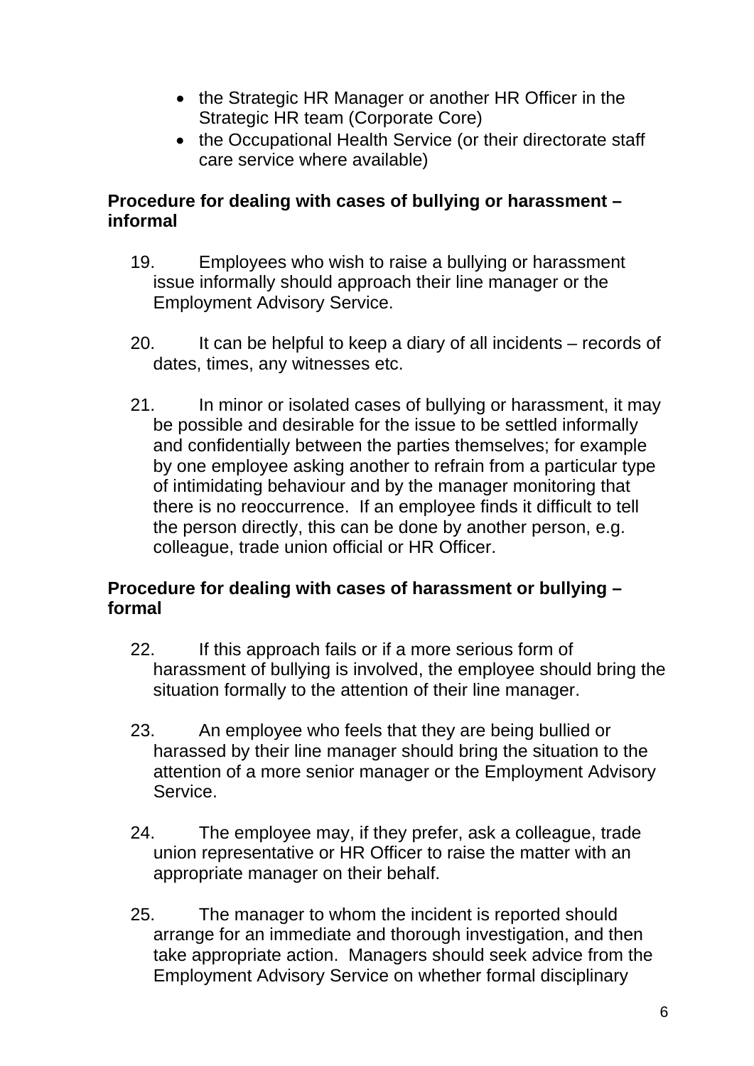- the Strategic HR Manager or another HR Officer in the Strategic HR team (Corporate Core)
- the Occupational Health Service (or their directorate staff care service where available)

**Procedure for dealing with cases of bullying or harassment – informal**

19. Employees who wish to raise a bullying or harassment issue informally should approach their line manager or the Employment Advisory Service.

20. It can be helpful to keep a diary of all incidents – records of dates, times, any witnesses etc.

21. In minor or isolated cases of bullying or harassment, it may be possible and desirable for the issue to be settled informally and confidentially between the parties themselves; for example by one employee asking another to refrain from a particular type of intimidating behaviour and by the manager monitoring that there is no reoccurrence. If an employee finds it difficult to tell the person directly, this can be done by another person, e.g. colleague, trade union official or HR Officer.

**Procedure for dealing with cases of harassment or bullying – formal**

22. If this approach fails or if a more serious form of harassment of bullying is involved, the employee should bring the situation formally to the attention of their line manager.

23. An employee who feels that they are being bullied or harassed by their line manager should bring the situation to the attention of a more senior manager or the Employment Advisory Service.

24. The employee may, if they prefer, ask a colleague, trade union representative or HR Officer to raise the matter with an appropriate manager on their behalf.

25. The manager to whom the incident is reported should arrange for an immediate and thorough investigation, and then take appropriate action. Managers should seek advice from the Employment Advisory Service on whether formal disciplinary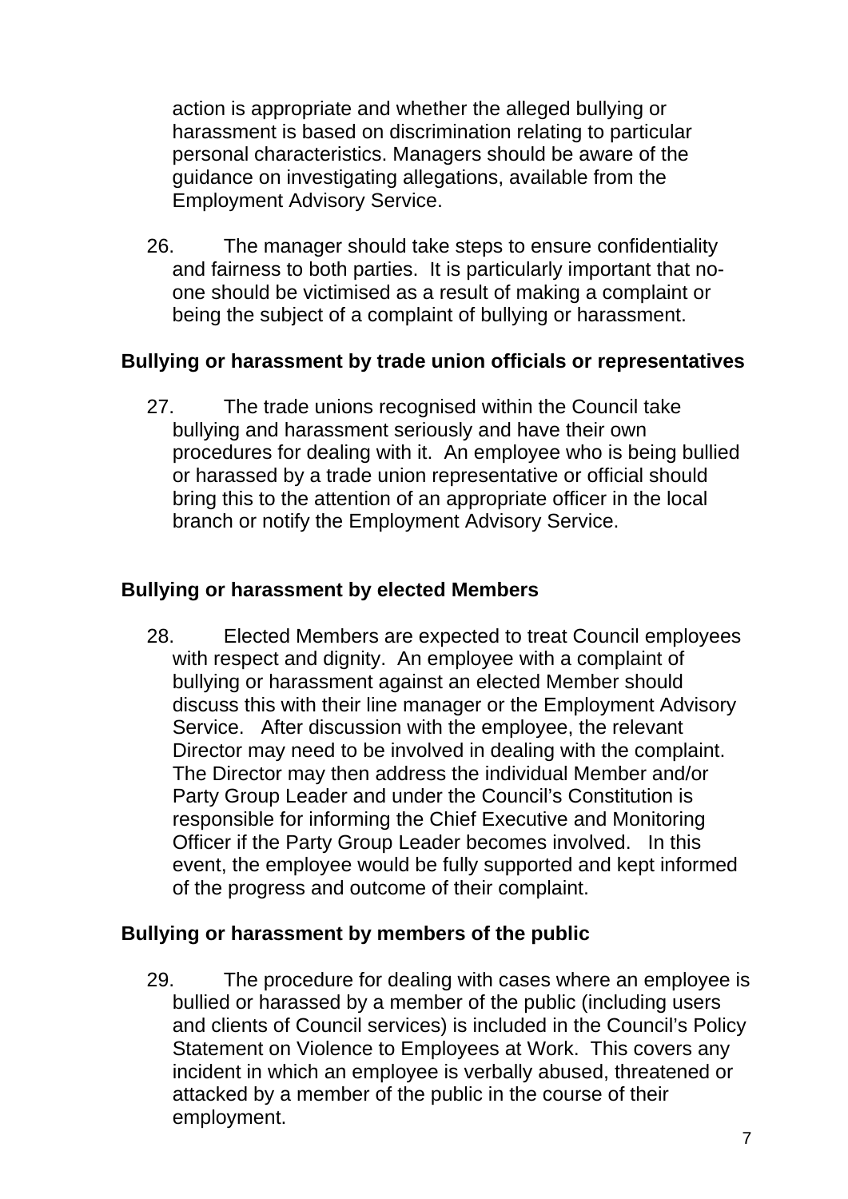action is appropriate and whether the alleged bullying or harassment is based on discrimination relating to particular personal characteristics. Managers should be aware of the guidance on investigating allegations, available from the Employment Advisory Service.

26. The manager should take steps to ensure confidentiality and fairness to both parties. It is particularly important that no-one should be victimised as a result of making a complaint or being the subject of a complaint of bullying or harassment.

**Bullying or harassment by trade union officials or representatives**

27. The trade unions recognised within the Council take bullying and harassment seriously and have their own procedures for dealing with it. An employee who is being bullied or harassed by a trade union representative or official should bring this to the attention of an appropriate officer in the local branch or notify the Employment Advisory Service.

**Bullying or harassment by elected Members**

28. Elected Members are expected to treat Council employees with respect and dignity. An employee with a complaint of bullying or harassment against an elected Member should discuss this with their line manager or the Employment Advisory Service. After discussion with the employee, the relevant Director may need to be involved in dealing with the complaint. The Director may then address the individual Member and/or Party Group Leader and under the Council's Constitution is responsible for informing the Chief Executive and Monitoring Officer if the Party Group Leader becomes involved. In this event, the employee would be fully supported and kept informed of the progress and outcome of their complaint.

**Bullying or harassment by members of the public**

29. The procedure for dealing with cases where an employee is bullied or harassed by a member of the public (including users and clients of Council services) is included in the Council's Policy Statement on Violence to Employees at Work. This covers any incident in which an employee is verbally abused, threatened or attacked by a member of the public in the course of their employment.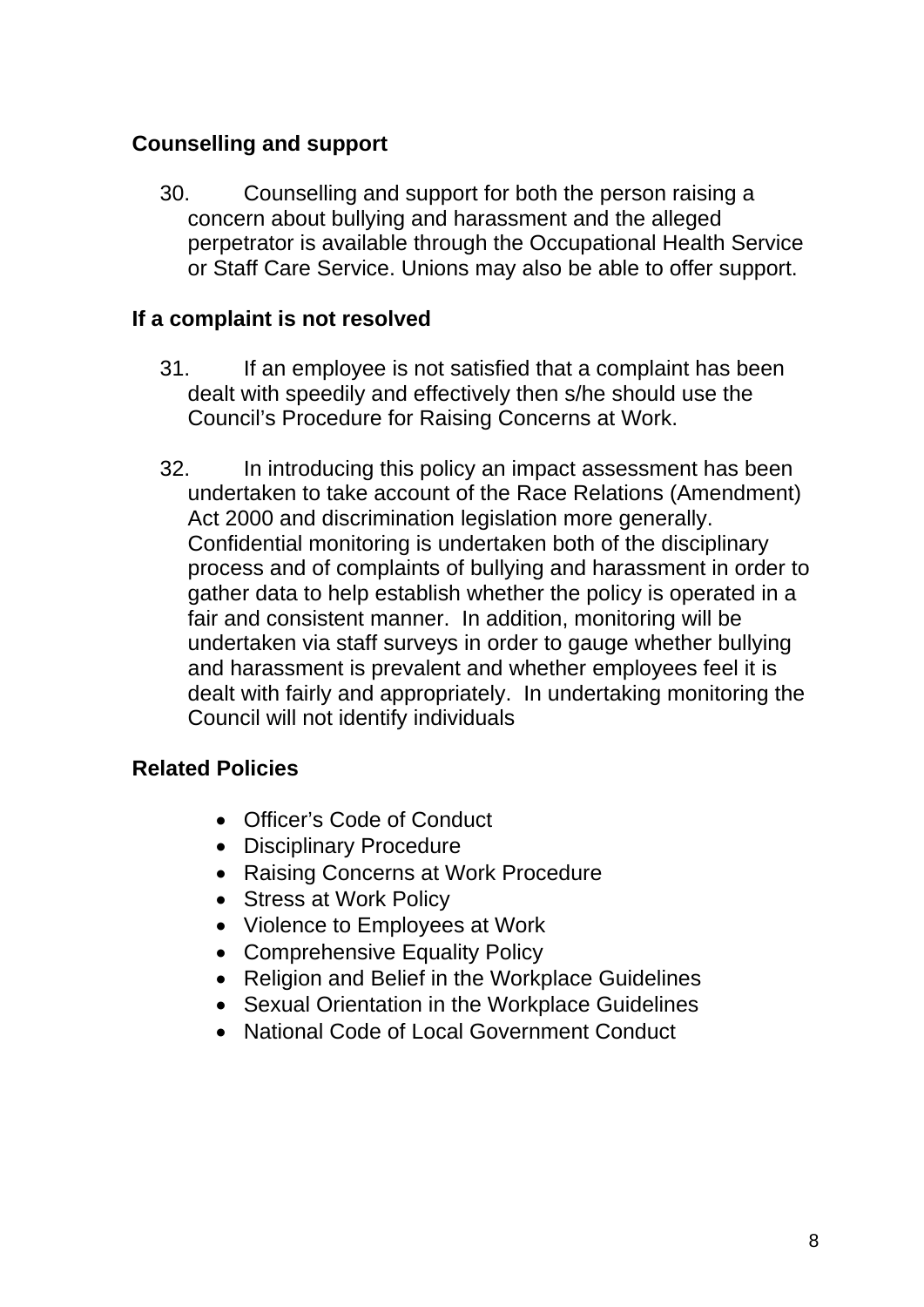**Counselling and support**

30. Counselling and support for both the person raising a concern about bullying and harassment and the alleged perpetrator is available through the Occupational Health Service or Staff Care Service. Unions may also be able to offer support.

**If a complaint is not resolved**

31. If an employee is not satisfied that a complaint has been dealt with speedily and effectively then s/he should use the Council's Procedure for Raising Concerns at Work.

32. In introducing this policy an impact assessment has been undertaken to take account of the Race Relations (Amendment) Act 2000 and discrimination legislation more generally. Confidential monitoring is undertaken both of the disciplinary process and of complaints of bullying and harassment in order to gather data to help establish whether the policy is operated in a fair and consistent manner. In addition, monitoring will be undertaken via staff surveys in order to gauge whether bullying and harassment is prevalent and whether employees feel it is dealt with fairly and appropriately. In undertaking monitoring the Council will not identify individuals

**Related Policies**

- Officer's Code of Conduct
- Disciplinary Procedure
- Raising Concerns at Work Procedure
- Stress at Work Policy
- Violence to Employees at Work
- Comprehensive Equality Policy
- Religion and Belief in the Workplace Guidelines
- Sexual Orientation in the Workplace Guidelines
- National Code of Local Government Conduct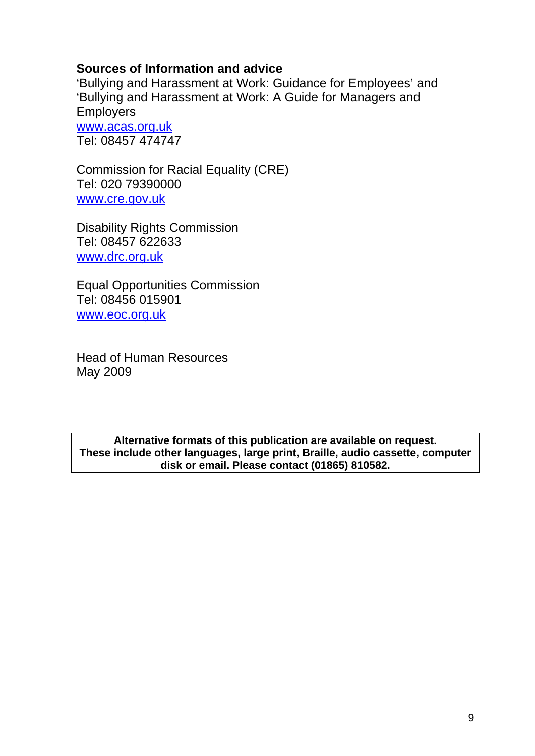**Sources of Information and advice**

'Bullying and Harassment at Work: Guidance for Employees' and 'Bullying and Harassment at Work: A Guide for Managers and Employers

www.acas.org.uk
Tel: 08457 474747

Commission for Racial Equality (CRE)
Tel: 020 79390000
www.cre.gov.uk

Disability Rights Commission
Tel: 08457 622633
www.drc.org.uk

Equal Opportunities Commission
Tel: 08456 015901
www.eoc.org.uk

Head of Human Resources
May 2009

**Alternative formats of this publication are available on request. These include other languages, large print, Braille, audio cassette, computer disk or email. Please contact (01865) 810582.**